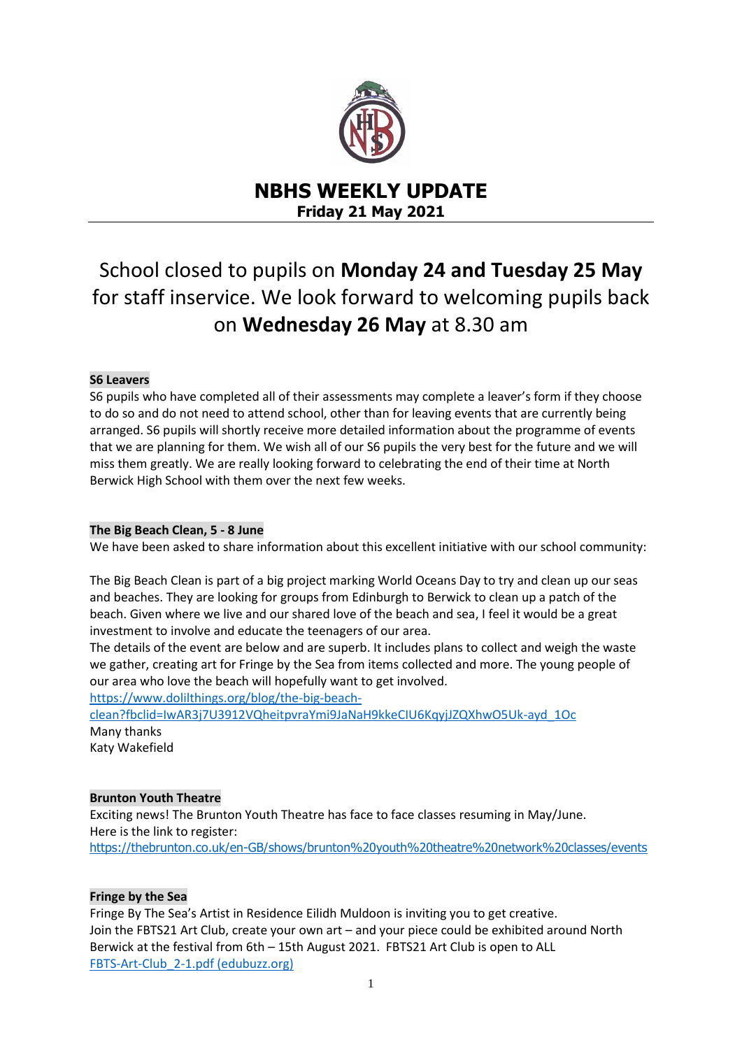# NBHS WEEKLY UPDATE

**Friday 21 May 2021**

School closed to pupils on **Monday 24 and Tuesday 25 May** for staff inservice. We look forward to welcoming pupils back on **Wednesday 26 May** at 8.30 am

**S6 Leavers**

S6 pupils who have completed all of their assessments may complete a leaver's form if they choose to do so and do not need to attend school, other than for leaving events that are currently being arranged. S6 pupils will shortly receive more detailed information about the programme of events that we are planning for them. We wish all of our S6 pupils the very best for the future and we will miss them greatly. We are really looking forward to celebrating the end of their time at North Berwick High School with them over the next few weeks.

**The Big Beach Clean, 5 - 8 June**

We have been asked to share information about this excellent initiative with our school community:

The Big Beach Clean is part of a big project marking World Oceans Day to try and clean up our seas and beaches. They are looking for groups from Edinburgh to Berwick to clean up a patch of the beach. Given where we live and our shared love of the beach and sea, I feel it would be a great investment to involve and educate the teenagers of our area.

The details of the event are below and are superb. It includes plans to collect and weigh the waste we gather, creating art for Fringe by the Sea from items collected and more. The young people of our area who love the beach will hopefully want to get involved.

https://www.dolilthings.org/blog/the-big-beach-clean?fbclid=IwAR3j7U3912VQheitpvraYmi9JaNaH9kkeCIU6KqyjJZQXhwO5Uk-ayd_1Oc

Many thanks

Katy Wakefield

**Brunton Youth Theatre**

Exciting news! The Brunton Youth Theatre has face to face classes resuming in May/June.

Here is the link to register:

https://thebrunton.co.uk/en-GB/shows/brunton%20youth%20theatre%20network%20classes/events

**Fringe by the Sea**

Fringe By The Sea's Artist in Residence Eilidh Muldoon is inviting you to get creative.

Join the FBTS21 Art Club, create your own art – and your piece could be exhibited around North Berwick at the festival from 6th – 15th August 2021. FBTS21 Art Club is open to ALL

FBTS-Art-Club_2-1.pdf (edubuzz.org)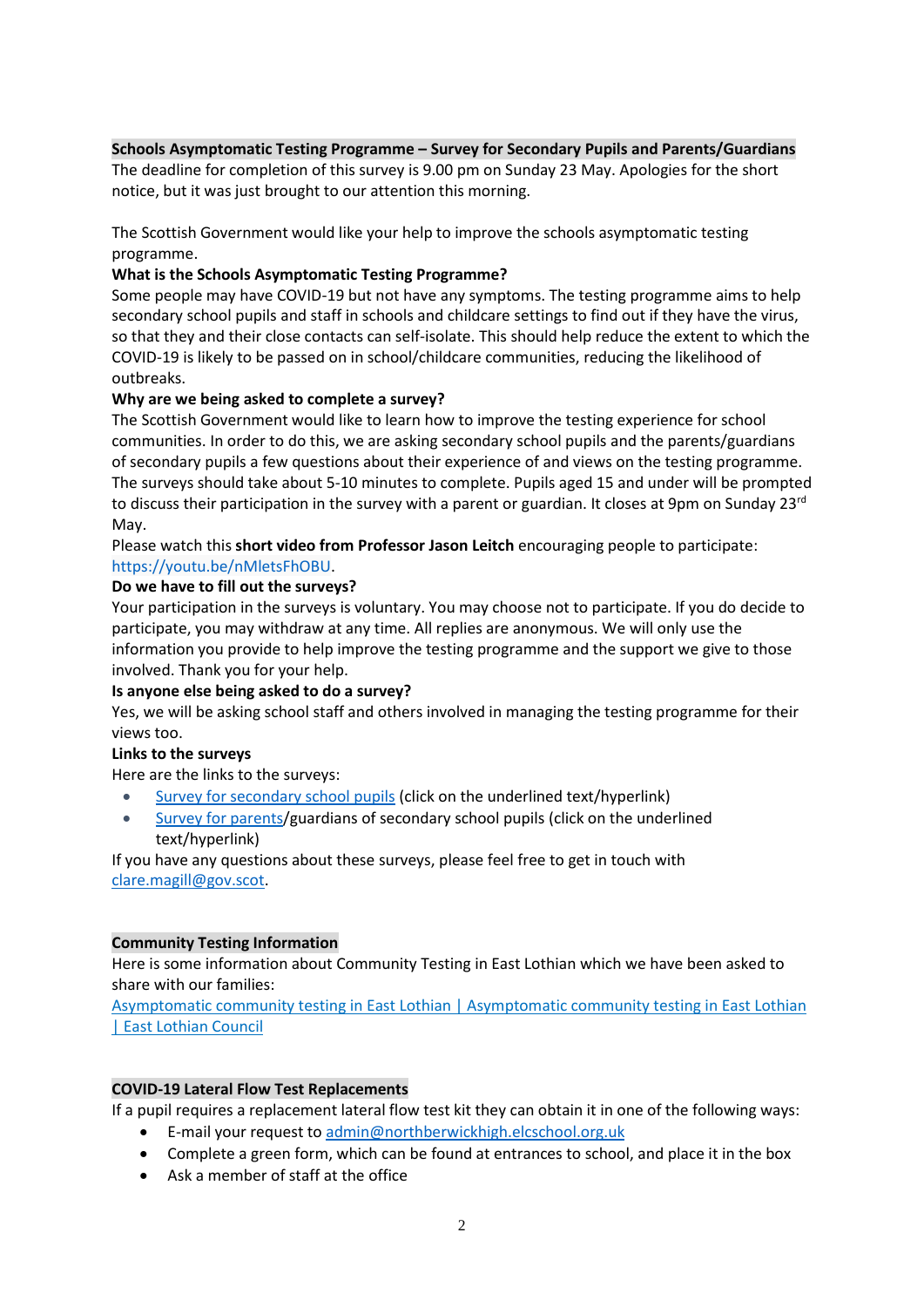**Schools Asymptomatic Testing Programme – Survey for Secondary Pupils and Parents/Guardians**

The deadline for completion of this survey is 9.00 pm on Sunday 23 May. Apologies for the short notice, but it was just brought to our attention this morning.

The Scottish Government would like your help to improve the schools asymptomatic testing programme.

**What is the Schools Asymptomatic Testing Programme?**

Some people may have COVID-19 but not have any symptoms. The testing programme aims to help secondary school pupils and staff in schools and childcare settings to find out if they have the virus, so that they and their close contacts can self-isolate. This should help reduce the extent to which the COVID-19 is likely to be passed on in school/childcare communities, reducing the likelihood of outbreaks.

**Why are we being asked to complete a survey?**

The Scottish Government would like to learn how to improve the testing experience for school communities. In order to do this, we are asking secondary school pupils and the parents/guardians of secondary pupils a few questions about their experience of and views on the testing programme. The surveys should take about 5-10 minutes to complete. Pupils aged 15 and under will be prompted to discuss their participation in the survey with a parent or guardian. It closes at 9pm on Sunday 23rd May.

Please watch this **short video from Professor Jason Leitch** encouraging people to participate: https://youtu.be/nMletsFhOBU.

**Do we have to fill out the surveys?**

Your participation in the surveys is voluntary. You may choose not to participate. If you do decide to participate, you may withdraw at any time. All replies are anonymous. We will only use the information you provide to help improve the testing programme and the support we give to those involved. Thank you for your help.

**Is anyone else being asked to do a survey?**

Yes, we will be asking school staff and others involved in managing the testing programme for their views too.

**Links to the surveys**

Here are the links to the surveys:

- Survey for secondary school pupils (click on the underlined text/hyperlink)
- Survey for parents/guardians of secondary school pupils (click on the underlined text/hyperlink)

If you have any questions about these surveys, please feel free to get in touch with clare.magill@gov.scot.

**Community Testing Information**

Here is some information about Community Testing in East Lothian which we have been asked to share with our families:

Asymptomatic community testing in East Lothian | Asymptomatic community testing in East Lothian | East Lothian Council

**COVID-19 Lateral Flow Test Replacements**

If a pupil requires a replacement lateral flow test kit they can obtain it in one of the following ways:

- E-mail your request to admin@northberwickhigh.elcschool.org.uk
- Complete a green form, which can be found at entrances to school, and place it in the box
- Ask a member of staff at the office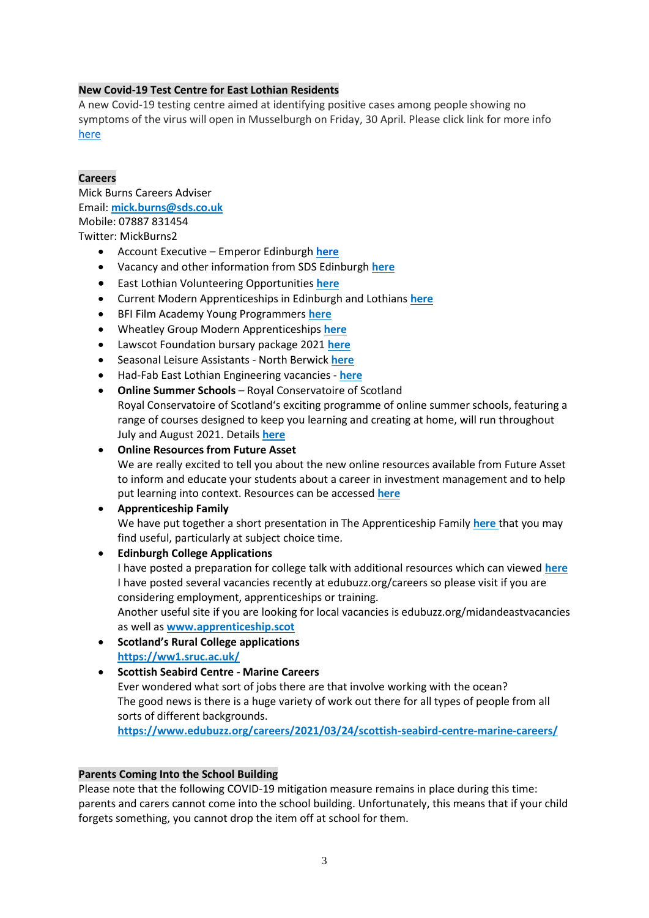**New Covid-19 Test Centre for East Lothian Residents**

A new Covid-19 testing centre aimed at identifying positive cases among people showing no symptoms of the virus will open in Musselburgh on Friday, 30 April. Please click link for more info here

**Careers**

Mick Burns Careers Adviser
Email: **mick.burns@sds.co.uk**
Mobile: 07887 831454
Twitter: MickBurns2

- Account Executive – Emperor Edinburgh **here**
- Vacancy and other information from SDS Edinburgh **here**
- East Lothian Volunteering Opportunities **here**
- Current Modern Apprenticeships in Edinburgh and Lothians **here**
- BFI Film Academy Young Programmers **here**
- Wheatley Group Modern Apprenticeships **here**
- Lawscot Foundation bursary package 2021 **here**
- Seasonal Leisure Assistants - North Berwick **here**
- Had-Fab East Lothian Engineering vacancies - **here**
- **Online Summer Schools** – Royal Conservatoire of Scotland
  Royal Conservatoire of Scotland's exciting programme of online summer schools, featuring a range of courses designed to keep you learning and creating at home, will run throughout July and August 2021. Details **here**
- **Online Resources from Future Asset**
  We are really excited to tell you about the new online resources available from Future Asset to inform and educate your students about a career in investment management and to help put learning into context. Resources can be accessed **here**
- **Apprenticeship Family**
  We have put together a short presentation in The Apprenticeship Family **here** that you may find useful, particularly at subject choice time.
- **Edinburgh College Applications**
  I have posted a preparation for college talk with additional resources which can viewed **here**
  I have posted several vacancies recently at edubuzz.org/careers so please visit if you are considering employment, apprenticeships or training.
  Another useful site if you are looking for local vacancies is edubuzz.org/midandeastvacancies as well as **www.apprenticeship.scot**
- **Scotland's Rural College applications**
  **https://ww1.sruc.ac.uk/**
- **Scottish Seabird Centre - Marine Careers**
  Ever wondered what sort of jobs there are that involve working with the ocean?
  The good news is there is a huge variety of work out there for all types of people from all sorts of different backgrounds.
  **https://www.edubuzz.org/careers/2021/03/24/scottish-seabird-centre-marine-careers/**

**Parents Coming Into the School Building**

Please note that the following COVID-19 mitigation measure remains in place during this time: parents and carers cannot come into the school building. Unfortunately, this means that if your child forgets something, you cannot drop the item off at school for them.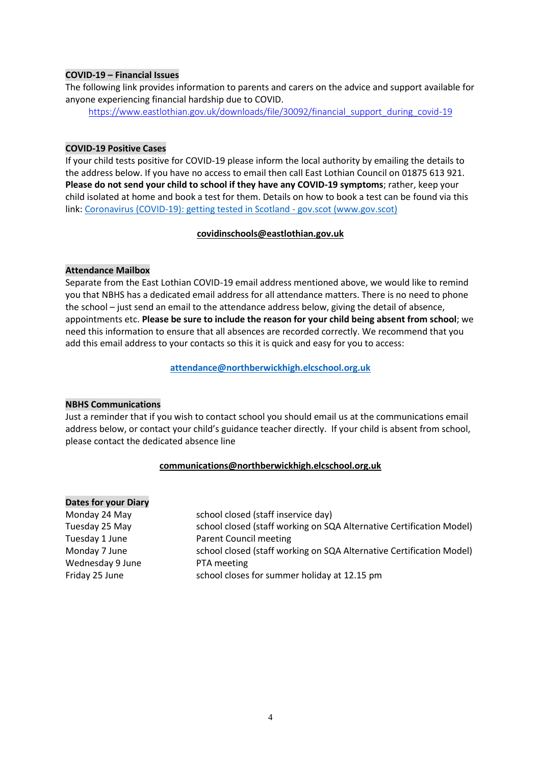## COVID-19 – Financial Issues

The following link provides information to parents and carers on the advice and support available for anyone experiencing financial hardship due to COVID.

https://www.eastlothian.gov.uk/downloads/file/30092/financial_support_during_covid-19

## COVID-19 Positive Cases

If your child tests positive for COVID-19 please inform the local authority by emailing the details to the address below. If you have no access to email then call East Lothian Council on 01875 613 921. **Please do not send your child to school if they have any COVID-19 symptoms**; rather, keep your child isolated at home and book a test for them. Details on how to book a test can be found via this link: Coronavirus (COVID-19): getting tested in Scotland - gov.scot (www.gov.scot)

**covidinschools@eastlothian.gov.uk**

## Attendance Mailbox

Separate from the East Lothian COVID-19 email address mentioned above, we would like to remind you that NBHS has a dedicated email address for all attendance matters. There is no need to phone the school – just send an email to the attendance address below, giving the detail of absence, appointments etc. **Please be sure to include the reason for your child being absent from school**; we need this information to ensure that all absences are recorded correctly. We recommend that you add this email address to your contacts so this it is quick and easy for you to access:

**attendance@northberwickhigh.elcschool.org.uk**

## NBHS Communications

Just a reminder that if you wish to contact school you should email us at the communications email address below, or contact your child's guidance teacher directly. If your child is absent from school, please contact the dedicated absence line

**communications@northberwickhigh.elcschool.org.uk**

## Dates for your Diary

| | |
|---|---|
| Monday 24 May | school closed (staff inservice day) |
| Tuesday 25 May | school closed (staff working on SQA Alternative Certification Model) |
| Tuesday 1 June | Parent Council meeting |
| Monday 7 June | school closed (staff working on SQA Alternative Certification Model) |
| Wednesday 9 June | PTA meeting |
| Friday 25 June | school closes for summer holiday at 12.15 pm |